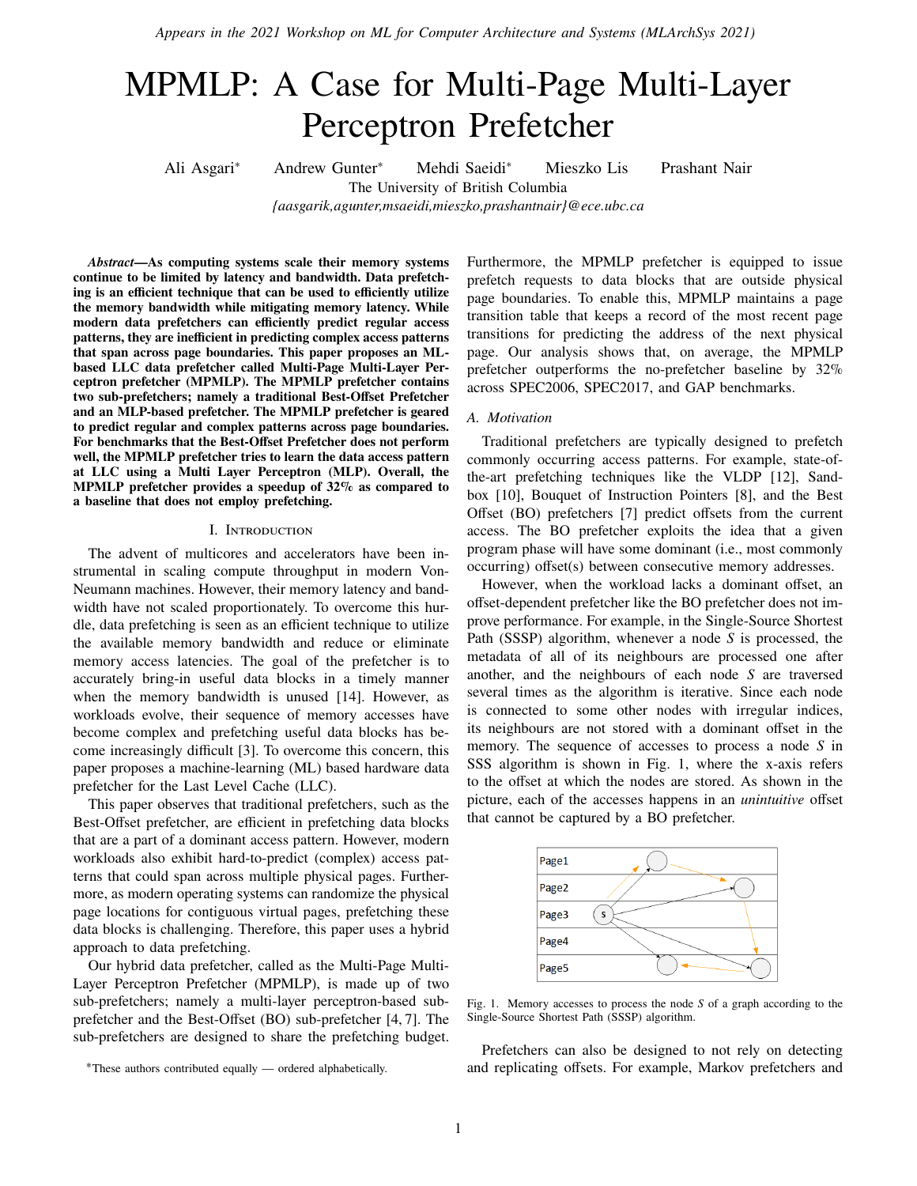# MPMLP: A Case for Multi-Page Multi-Layer Perceptron Prefetcher

Ali Asgari* Andrew Gunter* Mehdi Saeidi* Mieszko Lis Prashant Nair

The University of British Columbia

{aasgarik,agunter,msaeidi,mieszko,prashantnair}@ece.ubc.ca

***Abstract*—As computing systems scale their memory systems continue to be limited by latency and bandwidth. Data prefetching is an efficient technique that can be used to efficiently utilize the memory bandwidth while mitigating memory latency. While modern data prefetchers can efficiently predict regular access patterns, they are inefficient in predicting complex access patterns that span across page boundaries. This paper proposes an ML-based LLC data prefetcher called Multi-Page Multi-Layer Perceptron prefetcher (MPMLP). The MPMLP prefetcher contains two sub-prefetchers; namely a traditional Best-Offset Prefetcher and an MLP-based prefetcher. The MPMLP prefetcher is geared to predict regular and complex patterns across page boundaries. For benchmarks that the Best-Offset Prefetcher does not perform well, the MPMLP prefetcher tries to learn the data access pattern at LLC using a Multi Layer Perceptron (MLP). Overall, the MPMLP prefetcher provides a speedup of 32% as compared to a baseline that does not employ prefetching.**

## I. Introduction

The advent of multicores and accelerators have been instrumental in scaling compute throughput in modern Von-Neumann machines. However, their memory latency and bandwidth have not scaled proportionately. To overcome this hurdle, data prefetching is seen as an efficient technique to utilize the available memory bandwidth and reduce or eliminate memory access latencies. The goal of the prefetcher is to accurately bring-in useful data blocks in a timely manner when the memory bandwidth is unused [14]. However, as workloads evolve, their sequence of memory accesses have become complex and prefetching useful data blocks has become increasingly difficult [3]. To overcome this concern, this paper proposes a machine-learning (ML) based hardware data prefetcher for the Last Level Cache (LLC).

This paper observes that traditional prefetchers, such as the Best-Offset prefetcher, are efficient in prefetching data blocks that are a part of a dominant access pattern. However, modern workloads also exhibit hard-to-predict (complex) access patterns that could span across multiple physical pages. Furthermore, as modern operating systems can randomize the physical page locations for contiguous virtual pages, prefetching these data blocks is challenging. Therefore, this paper uses a hybrid approach to data prefetching.

Our hybrid data prefetcher, called as the Multi-Page Multi-Layer Perceptron Prefetcher (MPMLP), is made up of two sub-prefetchers; namely a multi-layer perceptron-based sub-prefetcher and the Best-Offset (BO) sub-prefetcher [4, 7]. The sub-prefetchers are designed to share the prefetching budget. Furthermore, the MPMLP prefetcher is equipped to issue prefetch requests to data blocks that are outside physical page boundaries. To enable this, MPMLP maintains a page transition table that keeps a record of the most recent page transitions for predicting the address of the next physical page. Our analysis shows that, on average, the MPMLP prefetcher outperforms the no-prefetcher baseline by 32% across SPEC2006, SPEC2017, and GAP benchmarks.

*These authors contributed equally — ordered alphabetically.

### A. Motivation

Traditional prefetchers are typically designed to prefetch commonly occurring access patterns. For example, state-of-the-art prefetching techniques like the VLDP [12], Sandbox [10], Bouquet of Instruction Pointers [8], and the Best Offset (BO) prefetchers [7] predict offsets from the current access. The BO prefetcher exploits the idea that a given program phase will have some dominant (i.e., most commonly occurring) offset(s) between consecutive memory addresses.

However, when the workload lacks a dominant offset, an offset-dependent prefetcher like the BO prefetcher does not improve performance. For example, in the Single-Source Shortest Path (SSSP) algorithm, whenever a node *S* is processed, the metadata of all of its neighbours are processed one after another, and the neighbours of each node *S* are traversed several times as the algorithm is iterative. Since each node is connected to some other nodes with irregular indices, its neighbours are not stored with a dominant offset in the memory. The sequence of accesses to process a node *S* in SSS algorithm is shown in Fig. 1, where the x-axis refers to the offset at which the nodes are stored. As shown in the picture, each of the accesses happens in an *unintuitive* offset that cannot be captured by a BO prefetcher.

Fig. 1. Memory accesses to process the node *S* of a graph according to the Single-Source Shortest Path (SSSP) algorithm.

Prefetchers can also be designed to not rely on detecting and replicating offsets. For example, Markov prefetchers and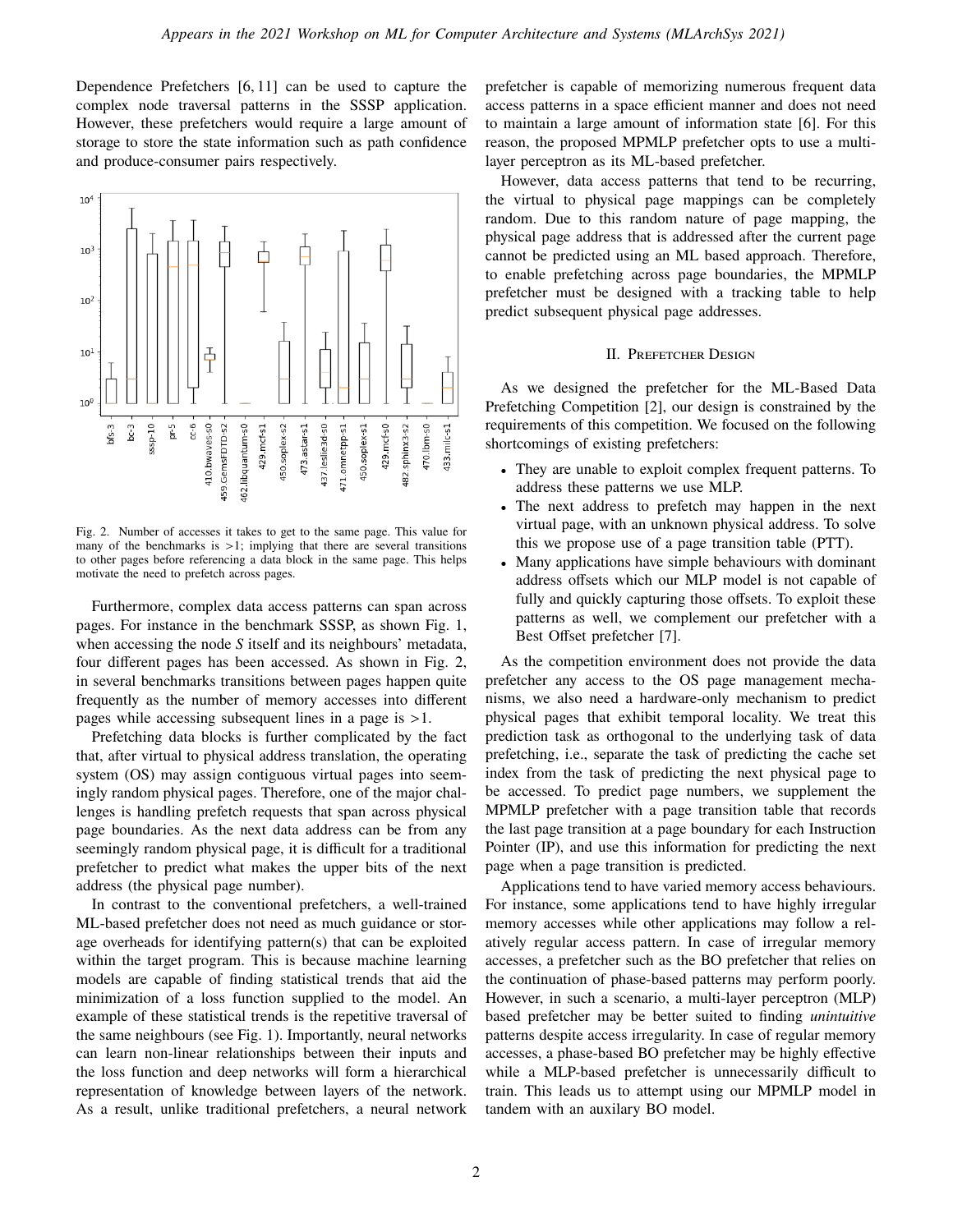Dependence Prefetchers [6, 11] can be used to capture the complex node traversal patterns in the SSSP application. However, these prefetchers would require a large amount of storage to store the state information such as path confidence and produce-consumer pairs respectively.

Fig. 2. Number of accesses it takes to get to the same page. This value for many of the benchmarks is >1; implying that there are several transitions to other pages before referencing a data block in the same page. This helps motivate the need to prefetch across pages.

Furthermore, complex data access patterns can span across pages. For instance in the benchmark SSSP, as shown Fig. 1, when accessing the node *S* itself and its neighbours' metadata, four different pages has been accessed. As shown in Fig. 2, in several benchmarks transitions between pages happen quite frequently as the number of memory accesses into different pages while accessing subsequent lines in a page is >1.

Prefetching data blocks is further complicated by the fact that, after virtual to physical address translation, the operating system (OS) may assign contiguous virtual pages into seemingly random physical pages. Therefore, one of the major challenges is handling prefetch requests that span across physical page boundaries. As the next data address can be from any seemingly random physical page, it is difficult for a traditional prefetcher to predict what makes the upper bits of the next address (the physical page number).

In contrast to the conventional prefetchers, a well-trained ML-based prefetcher does not need as much guidance or storage overheads for identifying pattern(s) that can be exploited within the target program. This is because machine learning models are capable of finding statistical trends that aid the minimization of a loss function supplied to the model. An example of these statistical trends is the repetitive traversal of the same neighbours (see Fig. 1). Importantly, neural networks can learn non-linear relationships between their inputs and the loss function and deep networks will form a hierarchical representation of knowledge between layers of the network. As a result, unlike traditional prefetchers, a neural network prefetcher is capable of memorizing numerous frequent data access patterns in a space efficient manner and does not need to maintain a large amount of information state [6]. For this reason, the proposed MPMLP prefetcher opts to use a multi-layer perceptron as its ML-based prefetcher.

However, data access patterns that tend to be recurring, the virtual to physical page mappings can be completely random. Due to this random nature of page mapping, the physical page address that is addressed after the current page cannot be predicted using an ML based approach. Therefore, to enable prefetching across page boundaries, the MPMLP prefetcher must be designed with a tracking table to help predict subsequent physical page addresses.

## II. Prefetcher Design

As we designed the prefetcher for the ML-Based Data Prefetching Competition [2], our design is constrained by the requirements of this competition. We focused on the following shortcomings of existing prefetchers:

- They are unable to exploit complex frequent patterns. To address these patterns we use MLP.
- The next address to prefetch may happen in the next virtual page, with an unknown physical address. To solve this we propose use of a page transition table (PTT).
- Many applications have simple behaviours with dominant address offsets which our MLP model is not capable of fully and quickly capturing those offsets. To exploit these patterns as well, we complement our prefetcher with a Best Offset prefetcher [7].

As the competition environment does not provide the data prefetcher any access to the OS page management mechanisms, we also need a hardware-only mechanism to predict physical pages that exhibit temporal locality. We treat this prediction task as orthogonal to the underlying task of data prefetching, i.e., separate the task of predicting the cache set index from the task of predicting the next physical page to be accessed. To predict page numbers, we supplement the MPMLP prefetcher with a page transition table that records the last page transition at a page boundary for each Instruction Pointer (IP), and use this information for predicting the next page when a page transition is predicted.

Applications tend to have varied memory access behaviours. For instance, some applications tend to have highly irregular memory accesses while other applications may follow a relatively regular access pattern. In case of irregular memory accesses, a prefetcher such as the BO prefetcher that relies on the continuation of phase-based patterns may perform poorly. However, in such a scenario, a multi-layer perceptron (MLP) based prefetcher may be better suited to finding *unintuitive* patterns despite access irregularity. In case of regular memory accesses, a phase-based BO prefetcher may be highly effective while a MLP-based prefetcher is unnecessarily difficult to train. This leads us to attempt using our MPMLP model in tandem with an auxilary BO model.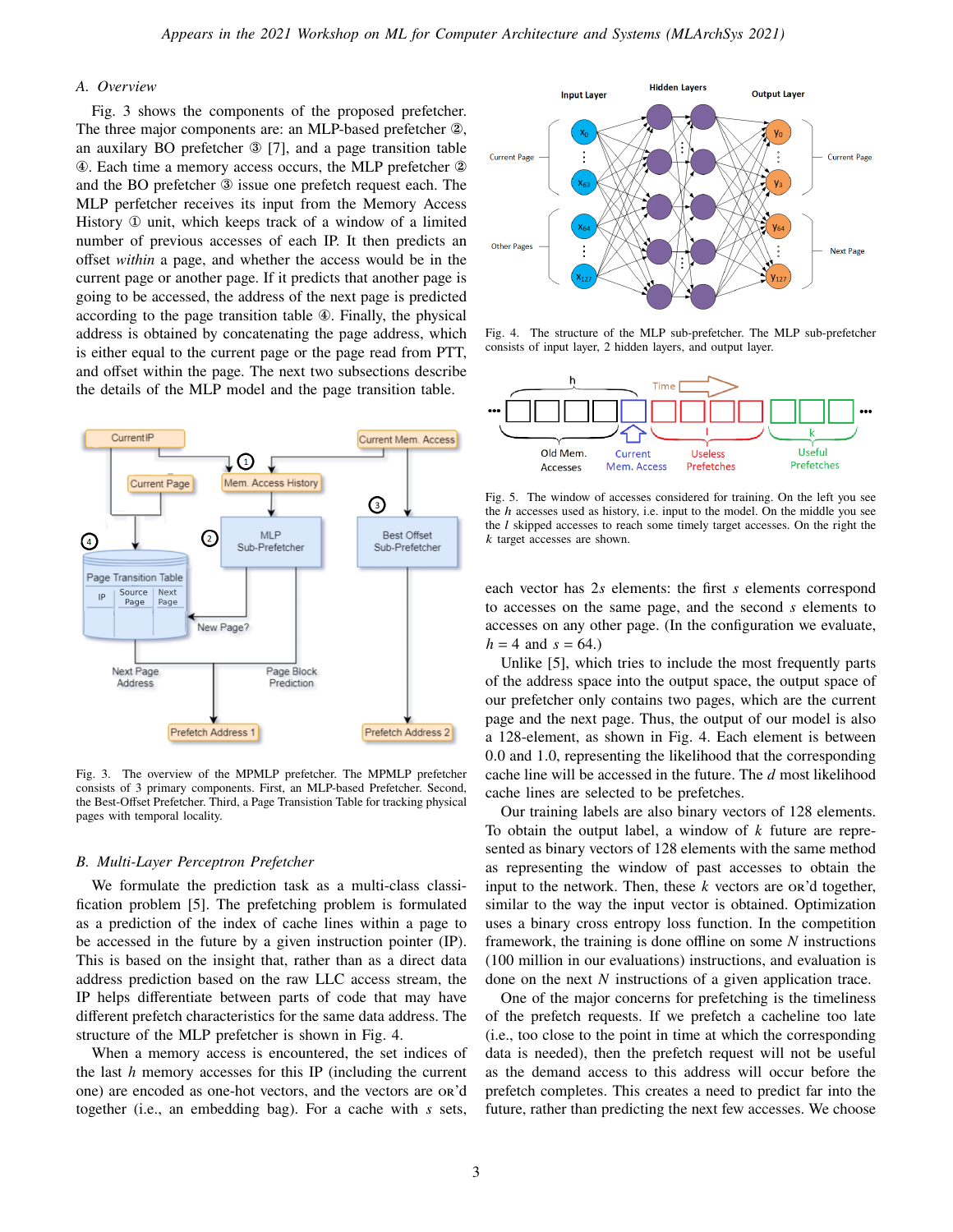## A. Overview

Fig. 3 shows the components of the proposed prefetcher. The three major components are: an MLP-based prefetcher ②, an auxilary BO prefetcher ③ [7], and a page transition table ④. Each time a memory access occurs, the MLP prefetcher ② and the BO prefetcher ③ issue one prefetch request each. The MLP perfetcher receives its input from the Memory Access History ① unit, which keeps track of a window of a limited number of previous accesses of each IP. It then predicts an offset *within* a page, and whether the access would be in the current page or another page. If it predicts that another page is going to be accessed, the address of the next page is predicted according to the page transition table ④. Finally, the physical address is obtained by concatenating the page address, which is either equal to the current page or the page read from PTT, and offset within the page. The next two subsections describe the details of the MLP model and the page transition table.

Fig. 3. The overview of the MPMLP prefetcher. The MPMLP prefetcher consists of 3 primary components. First, an MLP-based Prefetcher. Second, the Best-Offset Prefetcher. Third, a Page Transistion Table for tracking physical pages with temporal locality.

## B. Multi-Layer Perceptron Prefetcher

We formulate the prediction task as a multi-class classification problem [5]. The prefetching problem is formulated as a prediction of the index of cache lines within a page to be accessed in the future by a given instruction pointer (IP). This is based on the insight that, rather than as a direct data address prediction based on the raw LLC access stream, the IP helps differentiate between parts of code that may have different prefetch characteristics for the same data address. The structure of the MLP prefetcher is shown in Fig. 4.

When a memory access is encountered, the set indices of the last $h$ memory accesses for this IP (including the current one) are encoded as one-hot vectors, and the vectors are OR'd together (i.e., an embedding bag). For a cache with $s$ sets, each vector has $2s$ elements: the first $s$ elements correspond to accesses on the same page, and the second $s$ elements to accesses on any other page. (In the configuration we evaluate, $h = 4$ and $s = 64$.)

Fig. 4. The structure of the MLP sub-prefetcher. The MLP sub-prefetcher consists of input layer, 2 hidden layers, and output layer.

Fig. 5. The window of accesses considered for training. On the left you see the $h$ accesses used as history, i.e. input to the model. On the middle you see the $l$ skipped accesses to reach some timely target accesses. On the right the $k$ target accesses are shown.

Unlike [5], which tries to include the most frequently parts of the address space into the output space, the output space of our prefetcher only contains two pages, which are the current page and the next page. Thus, the output of our model is also a 128-element, as shown in Fig. 4. Each element is between 0.0 and 1.0, representing the likelihood that the corresponding cache line will be accessed in the future. The $d$ most likelihood cache lines are selected to be prefetches.

Our training labels are also binary vectors of 128 elements. To obtain the output label, a window of $k$ future are represented as binary vectors of 128 elements with the same method as representing the window of past accesses to obtain the input to the network. Then, these $k$ vectors are OR'd together, similar to the way the input vector is obtained. Optimization uses a binary cross entropy loss function. In the competition framework, the training is done offline on some $N$ instructions (100 million in our evaluations) instructions, and evaluation is done on the next $N$ instructions of a given application trace.

One of the major concerns for prefetching is the timeliness of the prefetch requests. If we prefetch a cacheline too late (i.e., too close to the point in time at which the corresponding data is needed), then the prefetch request will not be useful as the demand access to this address will occur before the prefetch completes. This creates a need to predict far into the future, rather than predicting the next few accesses. We choose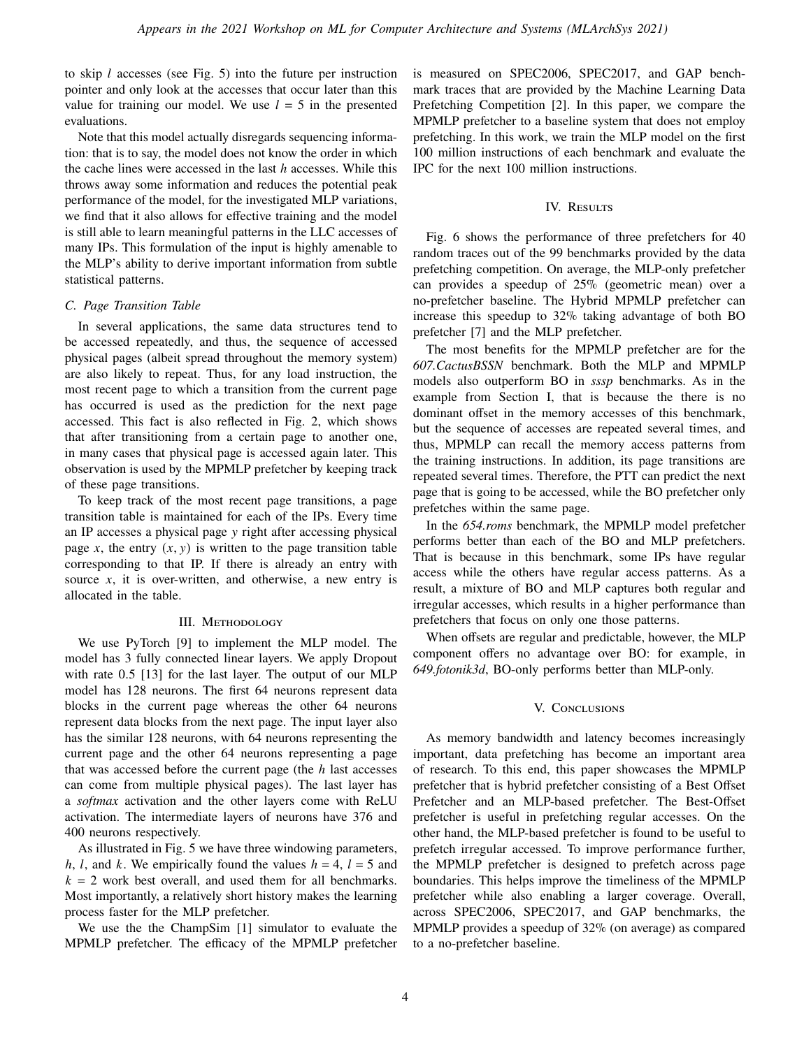to skip $l$ accesses (see Fig. 5) into the future per instruction pointer and only look at the accesses that occur later than this value for training our model. We use $l = 5$ in the presented evaluations.

Note that this model actually disregards sequencing information: that is to say, the model does not know the order in which the cache lines were accessed in the last $h$ accesses. While this throws away some information and reduces the potential peak performance of the model, for the investigated MLP variations, we find that it also allows for effective training and the model is still able to learn meaningful patterns in the LLC accesses of many IPs. This formulation of the input is highly amenable to the MLP's ability to derive important information from subtle statistical patterns.

### C. Page Transition Table

In several applications, the same data structures tend to be accessed repeatedly, and thus, the sequence of accessed physical pages (albeit spread throughout the memory system) are also likely to repeat. Thus, for any load instruction, the most recent page to which a transition from the current page has occurred is used as the prediction for the next page accessed. This fact is also reflected in Fig. 2, which shows that after transitioning from a certain page to another one, in many cases that physical page is accessed again later. This observation is used by the MPMLP prefetcher by keeping track of these page transitions.

To keep track of the most recent page transitions, a page transition table is maintained for each of the IPs. Every time an IP accesses a physical page $y$ right after accessing physical page $x$, the entry $(x, y)$ is written to the page transition table corresponding to that IP. If there is already an entry with source $x$, it is over-written, and otherwise, a new entry is allocated in the table.

## III. Methodology

We use PyTorch [9] to implement the MLP model. The model has 3 fully connected linear layers. We apply Dropout with rate 0.5 [13] for the last layer. The output of our MLP model has 128 neurons. The first 64 neurons represent data blocks in the current page whereas the other 64 neurons represent data blocks from the next page. The input layer also has the similar 128 neurons, with 64 neurons representing the current page and the other 64 neurons representing a page that was accessed before the current page (the $h$ last accesses can come from multiple physical pages). The last layer has a *softmax* activation and the other layers come with ReLU activation. The intermediate layers of neurons have 376 and 400 neurons respectively.

As illustrated in Fig. 5 we have three windowing parameters, $h$, $l$, and $k$. We empirically found the values $h = 4$, $l = 5$ and $k = 2$ work best overall, and used them for all benchmarks. Most importantly, a relatively short history makes the learning process faster for the MLP prefetcher.

We use the the ChampSim [1] simulator to evaluate the MPMLP prefetcher. The efficacy of the MPMLP prefetcher is measured on SPEC2006, SPEC2017, and GAP benchmark traces that are provided by the Machine Learning Data Prefetching Competition [2]. In this paper, we compare the MPMLP prefetcher to a baseline system that does not employ prefetching. In this work, we train the MLP model on the first 100 million instructions of each benchmark and evaluate the IPC for the next 100 million instructions.

## IV. Results

Fig. 6 shows the performance of three prefetchers for 40 random traces out of the 99 benchmarks provided by the data prefetching competition. On average, the MLP-only prefetcher can provides a speedup of 25% (geometric mean) over a no-prefetcher baseline. The Hybrid MPMLP prefetcher can increase this speedup to 32% taking advantage of both BO prefetcher [7] and the MLP prefetcher.

The most benefits for the MPMLP prefetcher are for the *607.CactusBSSN* benchmark. Both the MLP and MPMLP models also outperform BO in *sssp* benchmarks. As in the example from Section I, that is because the there is no dominant offset in the memory accesses of this benchmark, but the sequence of accesses are repeated several times, and thus, MPMLP can recall the memory access patterns from the training instructions. In addition, its page transitions are repeated several times. Therefore, the PTT can predict the next page that is going to be accessed, while the BO prefetcher only prefetches within the same page.

In the *654.roms* benchmark, the MPMLP model prefetcher performs better than each of the BO and MLP prefetchers. That is because in this benchmark, some IPs have regular access while the others have regular access patterns. As a result, a mixture of BO and MLP captures both regular and irregular accesses, which results in a higher performance than prefetchers that focus on only one those patterns.

When offsets are regular and predictable, however, the MLP component offers no advantage over BO: for example, in *649.fotonik3d*, BO-only performs better than MLP-only.

## V. Conclusions

As memory bandwidth and latency becomes increasingly important, data prefetching has become an important area of research. To this end, this paper showcases the MPMLP prefetcher that is hybrid prefetcher consisting of a Best Offset Prefetcher and an MLP-based prefetcher. The Best-Offset prefetcher is useful in prefetching regular accesses. On the other hand, the MLP-based prefetcher is found to be useful to prefetch irregular accessed. To improve performance further, the MPMLP prefetcher is designed to prefetch across page boundaries. This helps improve the timeliness of the MPMLP prefetcher while also enabling a larger coverage. Overall, across SPEC2006, SPEC2017, and GAP benchmarks, the MPMLP provides a speedup of 32% (on average) as compared to a no-prefetcher baseline.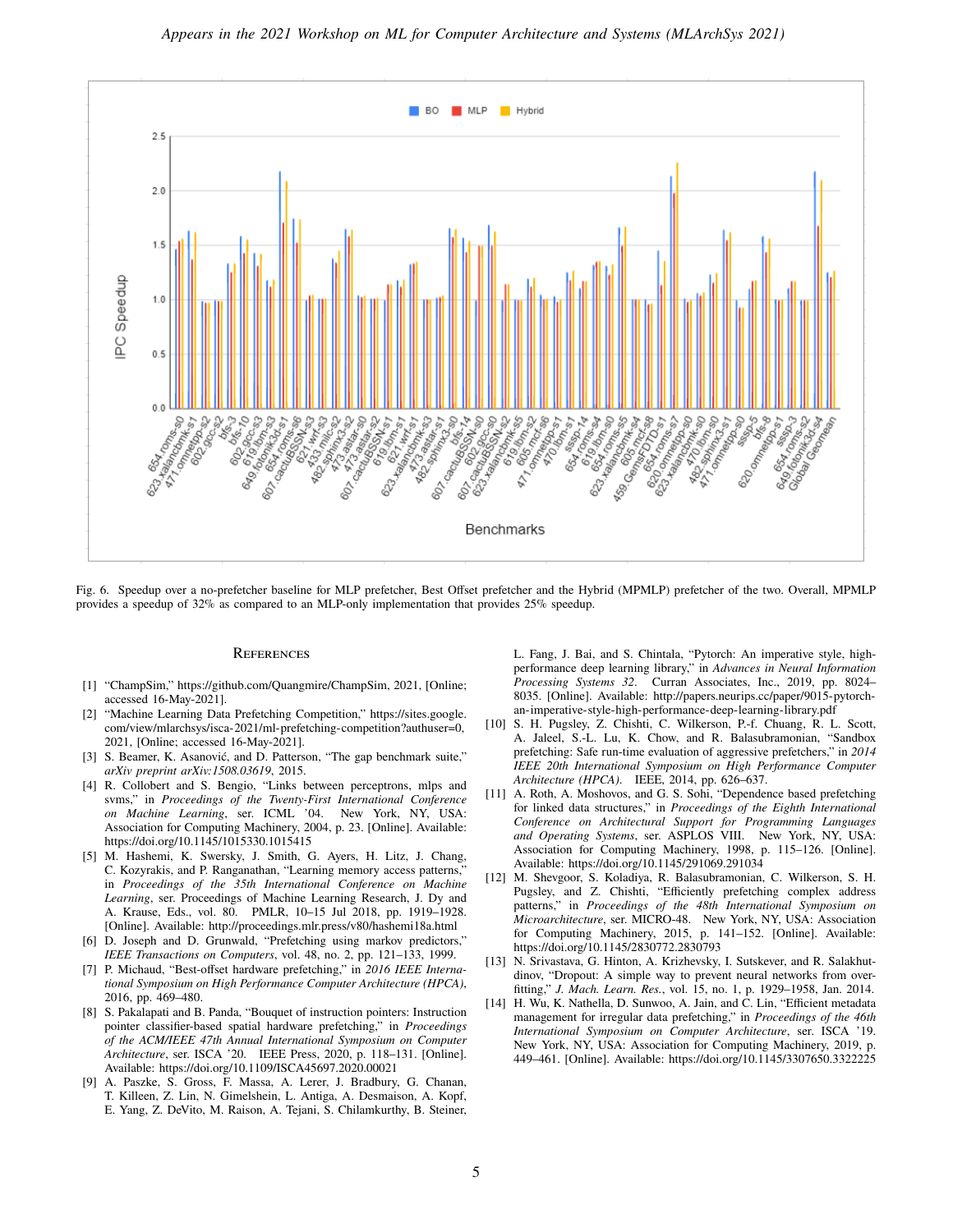BO MLP Hybrid

2.5
2.0
1.5
1.0
0.5
0.0

IPC Speedup

654.roms-s0
623.xalancbmk-s1
471.omnetpp-s1
602.gcc-s2
bfs-3
bfs-10
602.gcc-s3
619.lbm-s3
649.fotonik3d-s1
654.roms-s6
607.cactuBSSN-s3
621.wrf-s3
433.milc-s2
482.sphinx3-s2
473.astar-s0
473.astar-s2
607.cactuBSSN-s1
619.lbm-s1
621.wrf-s1
623.xalancbmk-s3
473.astar-s1
482.sphinx3-s0
607.cactuBSSN-s0
bfs-14
602.gcc-s0
607.cactuBSSN-s2
623.xalancbmk-s5
619.lbm-s2
605.mcf-s6
471.omnetpp-s1
470.lbm-s1
sssp-14
654.roms-s4
619.lbm-s0
654.roms-s5
623.xalancbmk-s4
605.mcf-s8
459.GemsFDTD-s1
654.roms-s7
620.omnetpp-s0
623.xalancbmk-s0
470.lbm-s0
482.sphinx3-s1
471.omnetpp-s0
sssp-5
bfs-8
620.omnetpp-s1
sssp-3
654.roms-s2
649.fotonik3d-s4
Global Geomean

Benchmarks

Fig. 6. Speedup over a no-prefetcher baseline for MLP prefetcher, Best Offset prefetcher and the Hybrid (MPMLP) prefetcher of the two. Overall, MPMLP provides a speedup of 32% as compared to an MLP-only implementation that provides 25% speedup.

## References

[1] "ChampSim," https://github.com/Quangmire/ChampSim, 2021, [Online; accessed 16-May-2021].

[2] "Machine Learning Data Prefetching Competition," https://sites.google.com/view/mlarchsys/isca-2021/ml-prefetching-competition?authuser=0, 2021, [Online; accessed 16-May-2021].

[3] S. Beamer, K. Asanović, and D. Patterson, "The gap benchmark suite," *arXiv preprint arXiv:1508.03619*, 2015.

[4] R. Collobert and S. Bengio, "Links between perceptrons, mlps and svms," in *Proceedings of the Twenty-First International Conference on Machine Learning*, ser. ICML '04. New York, NY, USA: Association for Computing Machinery, 2004, p. 23. [Online]. Available: https://doi.org/10.1145/1015330.1015415

[5] M. Hashemi, K. Swersky, J. Smith, G. Ayers, H. Litz, J. Chang, C. Kozyrakis, and P. Ranganathan, "Learning memory access patterns," in *Proceedings of the 35th International Conference on Machine Learning*, ser. Proceedings of Machine Learning Research, J. Dy and A. Krause, Eds., vol. 80. PMLR, 10–15 Jul 2018, pp. 1919–1928. [Online]. Available: http://proceedings.mlr.press/v80/hashemi18a.html

[6] D. Joseph and D. Grunwald, "Prefetching using markov predictors," *IEEE Transactions on Computers*, vol. 48, no. 2, pp. 121–133, 1999.

[7] P. Michaud, "Best-offset hardware prefetching," in *2016 IEEE International Symposium on High Performance Computer Architecture (HPCA)*, 2016, pp. 469–480.

[8] S. Pakalapati and B. Panda, "Bouquet of instruction pointers: Instruction pointer classifier-based spatial hardware prefetching," in *Proceedings of the ACM/IEEE 47th Annual International Symposium on Computer Architecture*, ser. ISCA '20. IEEE Press, 2020, p. 118–131. [Online]. Available: https://doi.org/10.1109/ISCA45697.2020.00021

[9] A. Paszke, S. Gross, F. Massa, A. Lerer, J. Bradbury, G. Chanan, T. Killeen, Z. Lin, N. Gimelshein, L. Antiga, A. Desmaison, A. Kopf, E. Yang, Z. DeVito, M. Raison, A. Tejani, S. Chilamkurthy, B. Steiner, L. Fang, J. Bai, and S. Chintala, "Pytorch: An imperative style, high-performance deep learning library," in *Advances in Neural Information Processing Systems 32*. Curran Associates, Inc., 2019, pp. 8024–8035. [Online]. Available: http://papers.neurips.cc/paper/9015-pytorch-an-imperative-style-high-performance-deep-learning-library.pdf

[10] S. H. Pugsley, Z. Chishti, C. Wilkerson, P.-f. Chuang, R. L. Scott, A. Jaleel, S.-L. Lu, K. Chow, and R. Balasubramonian, "Sandbox prefetching: Safe run-time evaluation of aggressive prefetchers," in *2014 IEEE 20th International Symposium on High Performance Computer Architecture (HPCA)*. IEEE, 2014, pp. 626–637.

[11] A. Roth, A. Moshovos, and G. S. Sohi, "Dependence based prefetching for linked data structures," in *Proceedings of the Eighth International Conference on Architectural Support for Programming Languages and Operating Systems*, ser. ASPLOS VIII. New York, NY, USA: Association for Computing Machinery, 1998, p. 115–126. [Online]. Available: https://doi.org/10.1145/291069.291034

[12] M. Shevgoor, S. Koladiya, R. Balasubramonian, C. Wilkerson, S. H. Pugsley, and Z. Chishti, "Efficiently prefetching complex address patterns," in *Proceedings of the 48th International Symposium on Microarchitecture*, ser. MICRO-48. New York, NY, USA: Association for Computing Machinery, 2015, p. 141–152. [Online]. Available: https://doi.org/10.1145/2830772.2830793

[13] N. Srivastava, G. Hinton, A. Krizhevsky, I. Sutskever, and R. Salakhutdinov, "Dropout: A simple way to prevent neural networks from overfitting," *J. Mach. Learn. Res.*, vol. 15, no. 1, p. 1929–1958, Jan. 2014.

[14] H. Wu, K. Nathella, D. Sunwoo, A. Jain, and C. Lin, "Efficient metadata management for irregular data prefetching," in *Proceedings of the 46th International Symposium on Computer Architecture*, ser. ISCA '19. New York, NY, USA: Association for Computing Machinery, 2019, p. 449–461. [Online]. Available: https://doi.org/10.1145/3307650.3322225